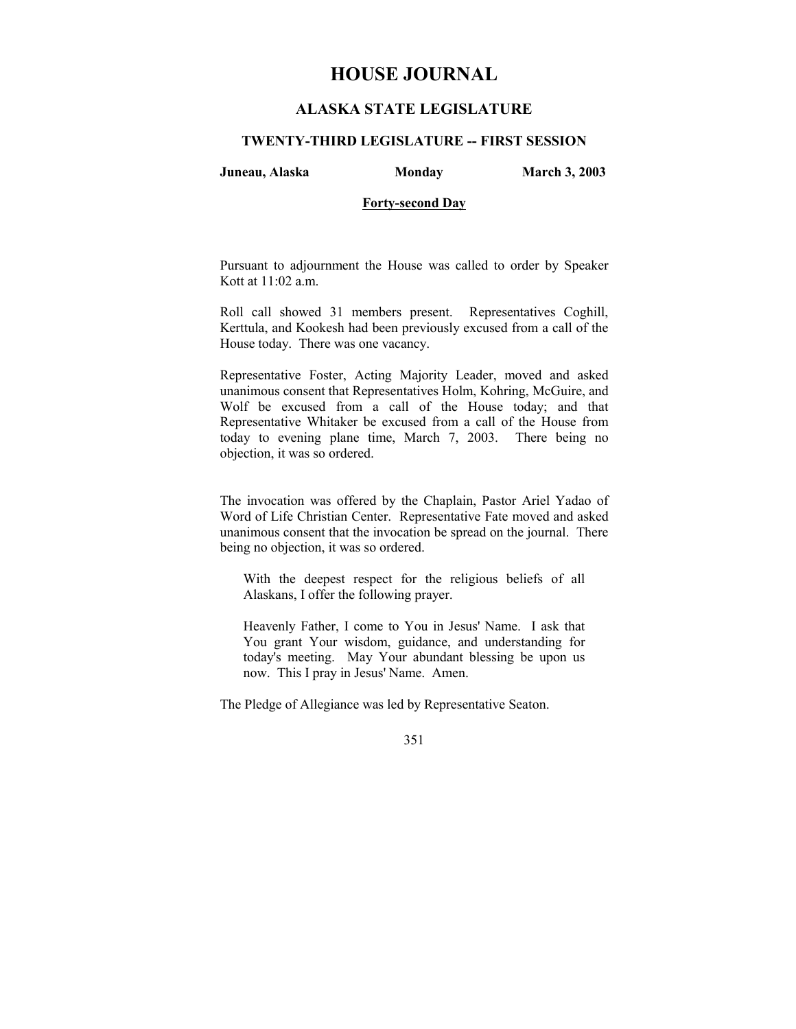# HOUSE JOURNAL

## ALASKA STATE LEGISLATURE

### TWENTY-THIRD LEGISLATURE -- FIRST SESSION

**Juneau, Alaska** **Monday** **March 3, 2003**

**Forty-second Day**

Pursuant to adjournment the House was called to order by Speaker Kott at 11:02 a.m.

Roll call showed 31 members present. Representatives Coghill, Kerttula, and Kookesh had been previously excused from a call of the House today. There was one vacancy.

Representative Foster, Acting Majority Leader, moved and asked unanimous consent that Representatives Holm, Kohring, McGuire, and Wolf be excused from a call of the House today; and that Representative Whitaker be excused from a call of the House from today to evening plane time, March 7, 2003. There being no objection, it was so ordered.

The invocation was offered by the Chaplain, Pastor Ariel Yadao of Word of Life Christian Center. Representative Fate moved and asked unanimous consent that the invocation be spread on the journal. There being no objection, it was so ordered.

> With the deepest respect for the religious beliefs of all Alaskans, I offer the following prayer.
>
> Heavenly Father, I come to You in Jesus' Name. I ask that You grant Your wisdom, guidance, and understanding for today's meeting. May Your abundant blessing be upon us now. This I pray in Jesus' Name. Amen.

The Pledge of Allegiance was led by Representative Seaton.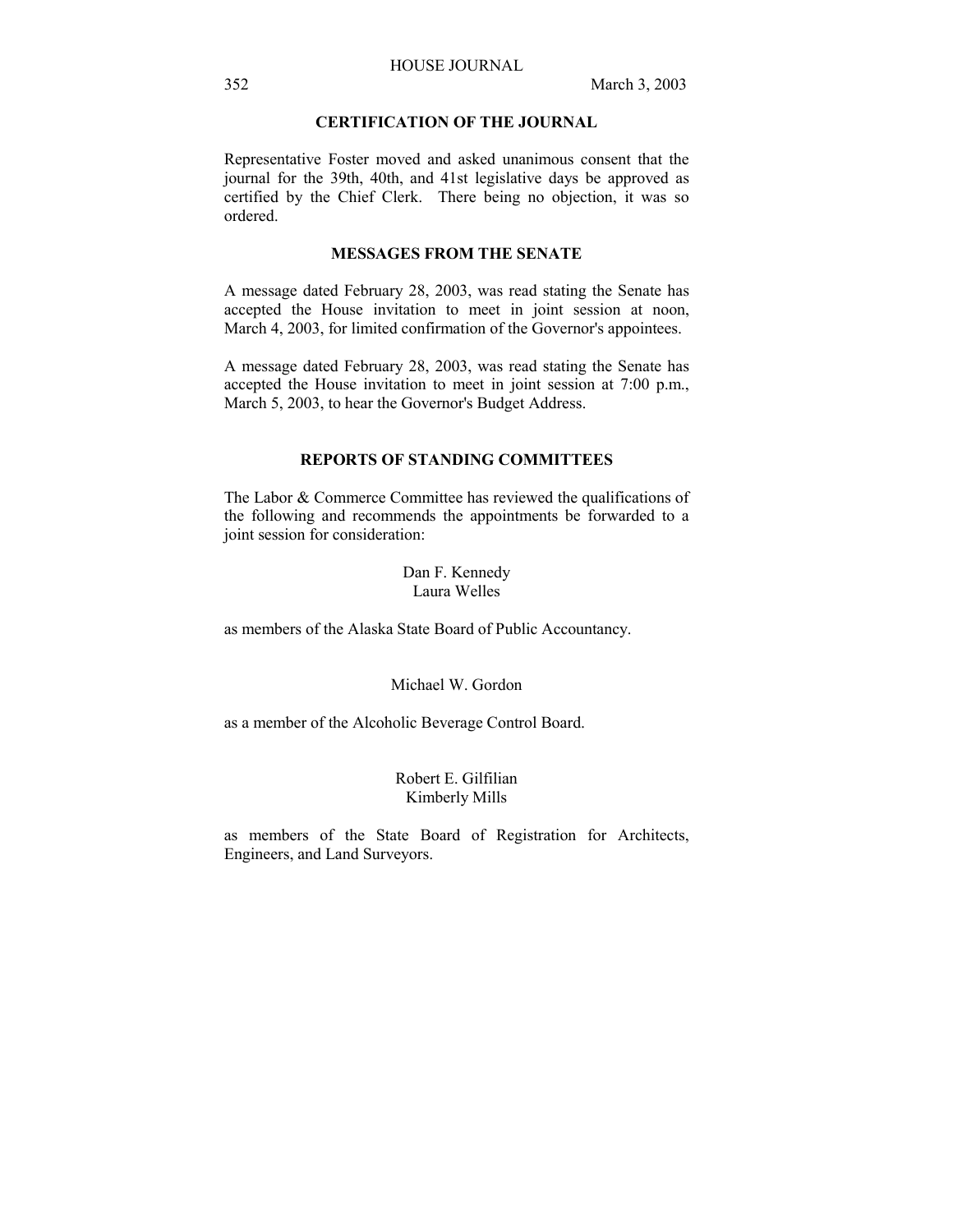## CERTIFICATION OF THE JOURNAL

Representative Foster moved and asked unanimous consent that the journal for the 39th, 40th, and 41st legislative days be approved as certified by the Chief Clerk. There being no objection, it was so ordered.

## MESSAGES FROM THE SENATE

A message dated February 28, 2003, was read stating the Senate has accepted the House invitation to meet in joint session at noon, March 4, 2003, for limited confirmation of the Governor's appointees.

A message dated February 28, 2003, was read stating the Senate has accepted the House invitation to meet in joint session at 7:00 p.m., March 5, 2003, to hear the Governor's Budget Address.

## REPORTS OF STANDING COMMITTEES

The Labor & Commerce Committee has reviewed the qualifications of the following and recommends the appointments be forwarded to a joint session for consideration:

Dan F. Kennedy
Laura Welles

as members of the Alaska State Board of Public Accountancy.

Michael W. Gordon

as a member of the Alcoholic Beverage Control Board.

Robert E. Gilfilian
Kimberly Mills

as members of the State Board of Registration for Architects, Engineers, and Land Surveyors.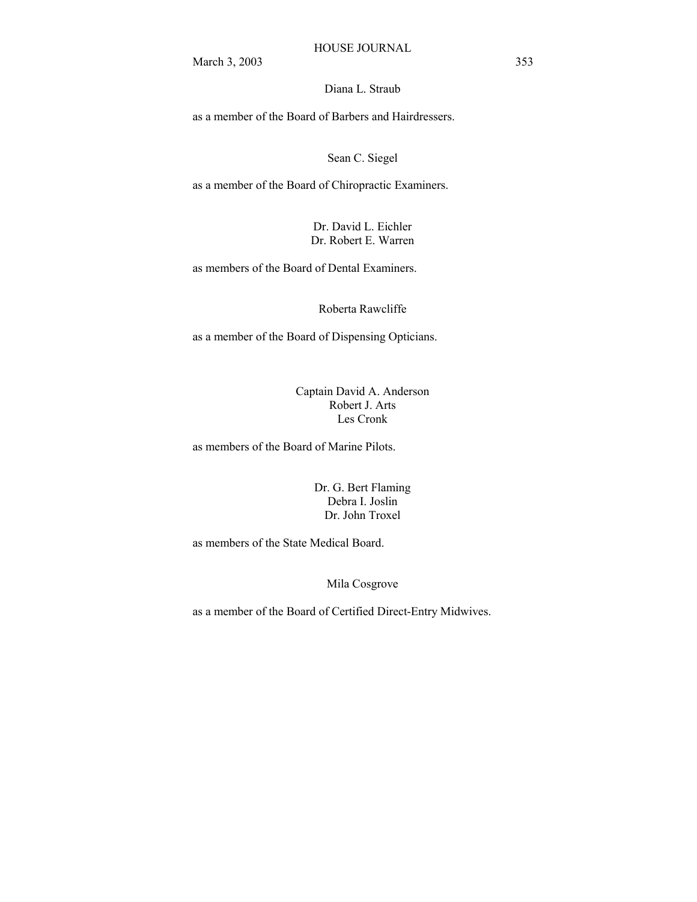Diana L. Straub

as a member of the Board of Barbers and Hairdressers.

Sean C. Siegel

as a member of the Board of Chiropractic Examiners.

Dr. David L. Eichler
Dr. Robert E. Warren

as members of the Board of Dental Examiners.

Roberta Rawcliffe

as a member of the Board of Dispensing Opticians.

Captain David A. Anderson
Robert J. Arts
Les Cronk

as members of the Board of Marine Pilots.

Dr. G. Bert Flaming
Debra I. Joslin
Dr. John Troxel

as members of the State Medical Board.

Mila Cosgrove

as a member of the Board of Certified Direct-Entry Midwives.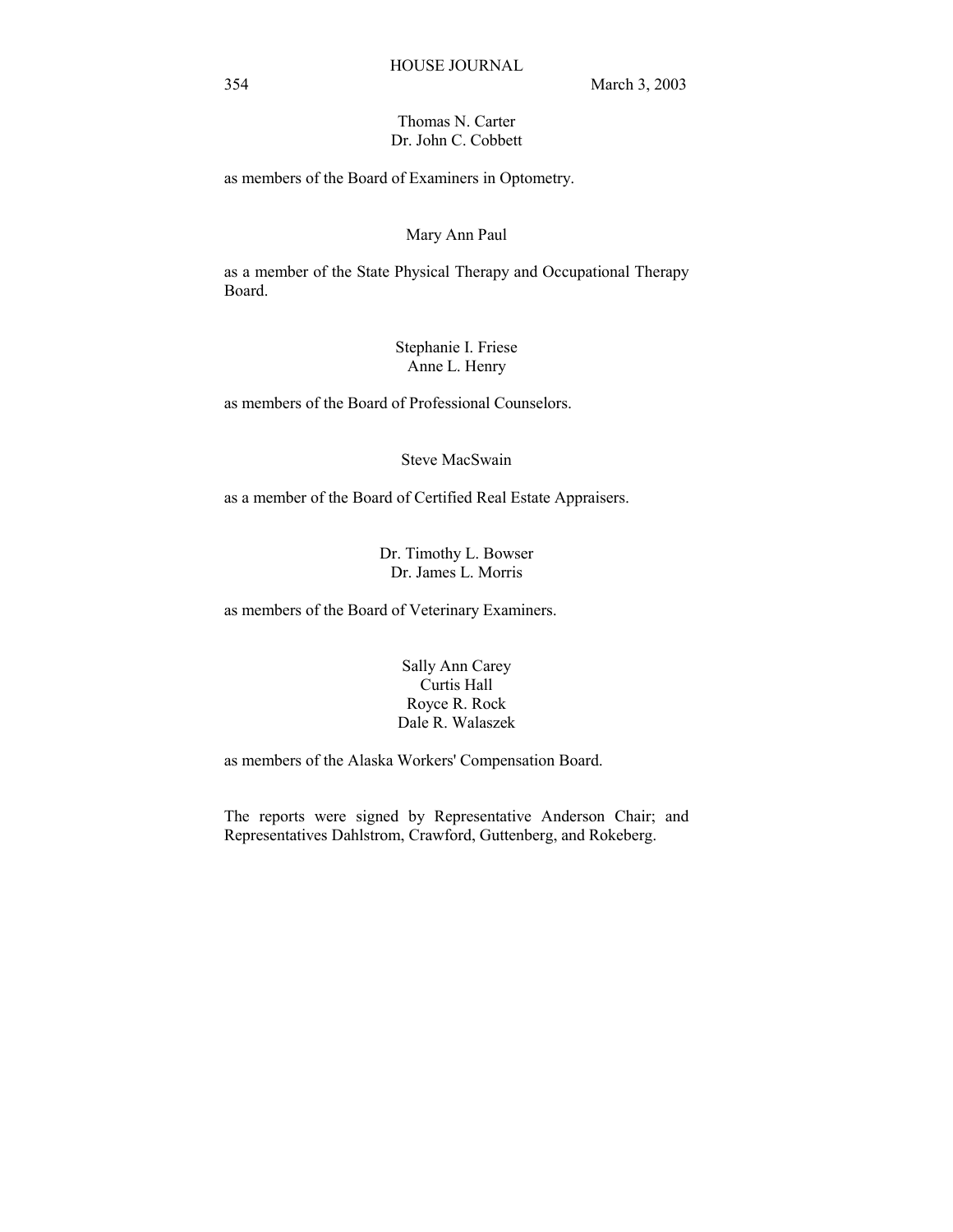Thomas N. Carter
Dr. John C. Cobbett

as members of the Board of Examiners in Optometry.

Mary Ann Paul

as a member of the State Physical Therapy and Occupational Therapy Board.

Stephanie I. Friese
Anne L. Henry

as members of the Board of Professional Counselors.

Steve MacSwain

as a member of the Board of Certified Real Estate Appraisers.

Dr. Timothy L. Bowser
Dr. James L. Morris

as members of the Board of Veterinary Examiners.

Sally Ann Carey
Curtis Hall
Royce R. Rock
Dale R. Walaszek

as members of the Alaska Workers' Compensation Board.

The reports were signed by Representative Anderson Chair; and Representatives Dahlstrom, Crawford, Guttenberg, and Rokeberg.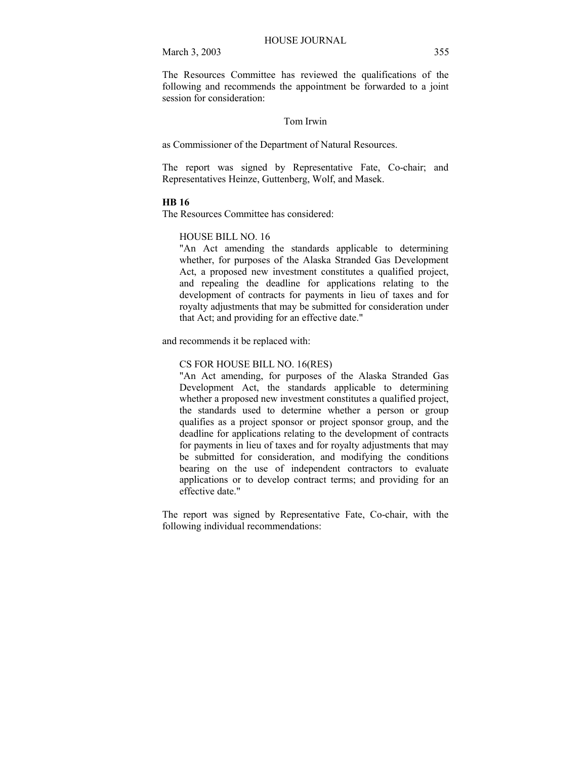The Resources Committee has reviewed the qualifications of the following and recommends the appointment be forwarded to a joint session for consideration:

Tom Irwin

as Commissioner of the Department of Natural Resources.

The report was signed by Representative Fate, Co-chair; and Representatives Heinze, Guttenberg, Wolf, and Masek.

**HB 16**

The Resources Committee has considered:

> HOUSE BILL NO. 16
> "An Act amending the standards applicable to determining whether, for purposes of the Alaska Stranded Gas Development Act, a proposed new investment constitutes a qualified project, and repealing the deadline for applications relating to the development of contracts for payments in lieu of taxes and for royalty adjustments that may be submitted for consideration under that Act; and providing for an effective date."

and recommends it be replaced with:

> CS FOR HOUSE BILL NO. 16(RES)
> "An Act amending, for purposes of the Alaska Stranded Gas Development Act, the standards applicable to determining whether a proposed new investment constitutes a qualified project, the standards used to determine whether a person or group qualifies as a project sponsor or project sponsor group, and the deadline for applications relating to the development of contracts for payments in lieu of taxes and for royalty adjustments that may be submitted for consideration, and modifying the conditions bearing on the use of independent contractors to evaluate applications or to develop contract terms; and providing for an effective date."

The report was signed by Representative Fate, Co-chair, with the following individual recommendations: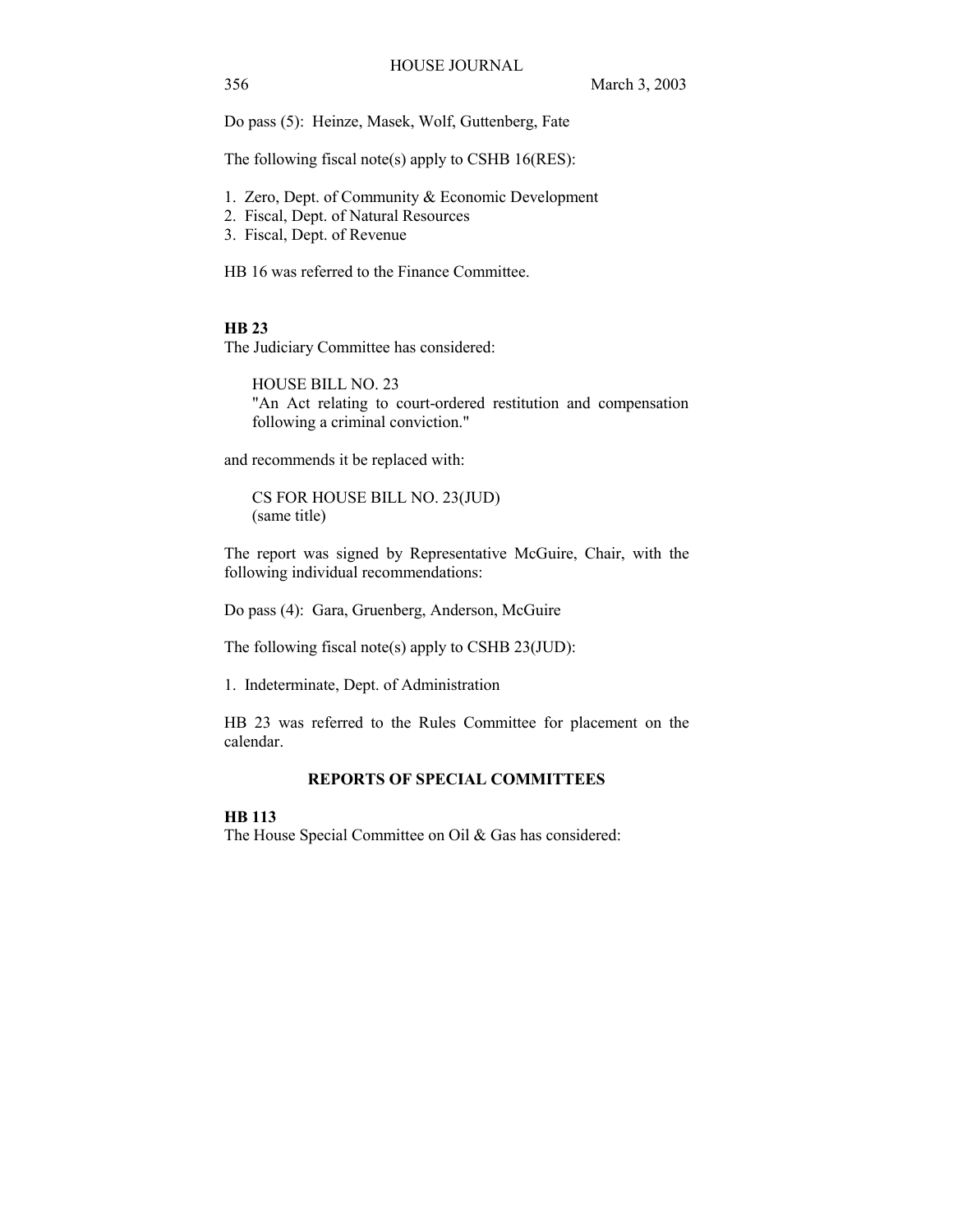Do pass (5): Heinze, Masek, Wolf, Guttenberg, Fate

The following fiscal note(s) apply to CSHB 16(RES):

1. Zero, Dept. of Community & Economic Development
2. Fiscal, Dept. of Natural Resources
3. Fiscal, Dept. of Revenue

HB 16 was referred to the Finance Committee.

**HB 23**

The Judiciary Committee has considered:

HOUSE BILL NO. 23
"An Act relating to court-ordered restitution and compensation following a criminal conviction."

and recommends it be replaced with:

CS FOR HOUSE BILL NO. 23(JUD)
(same title)

The report was signed by Representative McGuire, Chair, with the following individual recommendations:

Do pass (4): Gara, Gruenberg, Anderson, McGuire

The following fiscal note(s) apply to CSHB 23(JUD):

1. Indeterminate, Dept. of Administration

HB 23 was referred to the Rules Committee for placement on the calendar.

## REPORTS OF SPECIAL COMMITTEES

**HB 113**

The House Special Committee on Oil & Gas has considered: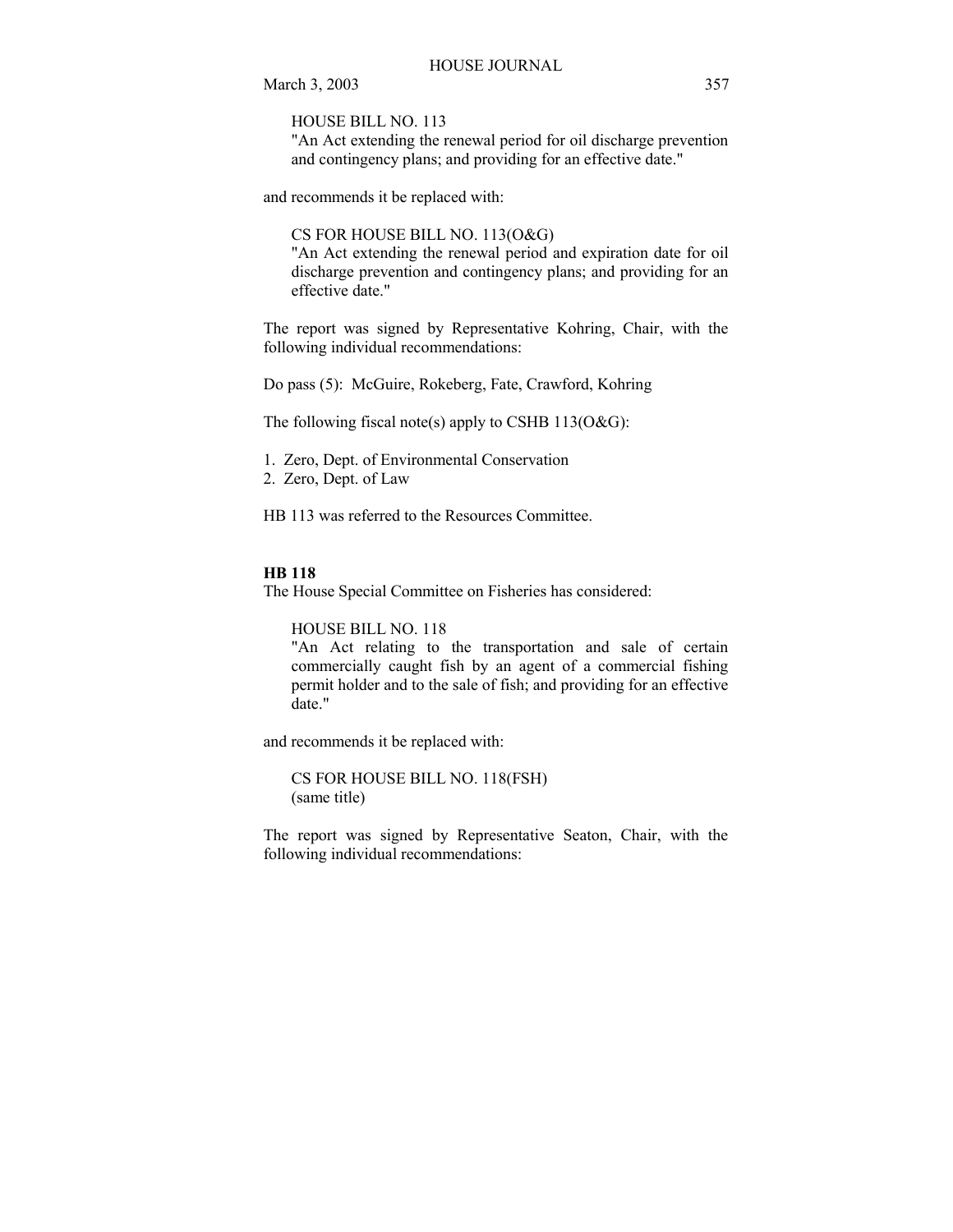HOUSE BILL NO. 113
"An Act extending the renewal period for oil discharge prevention and contingency plans; and providing for an effective date."

and recommends it be replaced with:

CS FOR HOUSE BILL NO. 113(O&G)
"An Act extending the renewal period and expiration date for oil discharge prevention and contingency plans; and providing for an effective date."

The report was signed by Representative Kohring, Chair, with the following individual recommendations:

Do pass (5): McGuire, Rokeberg, Fate, Crawford, Kohring

The following fiscal note(s) apply to CSHB 113(O&G):

1. Zero, Dept. of Environmental Conservation
2. Zero, Dept. of Law

HB 113 was referred to the Resources Committee.

**HB 118**

The House Special Committee on Fisheries has considered:

HOUSE BILL NO. 118
"An Act relating to the transportation and sale of certain commercially caught fish by an agent of a commercial fishing permit holder and to the sale of fish; and providing for an effective date."

and recommends it be replaced with:

CS FOR HOUSE BILL NO. 118(FSH)
(same title)

The report was signed by Representative Seaton, Chair, with the following individual recommendations: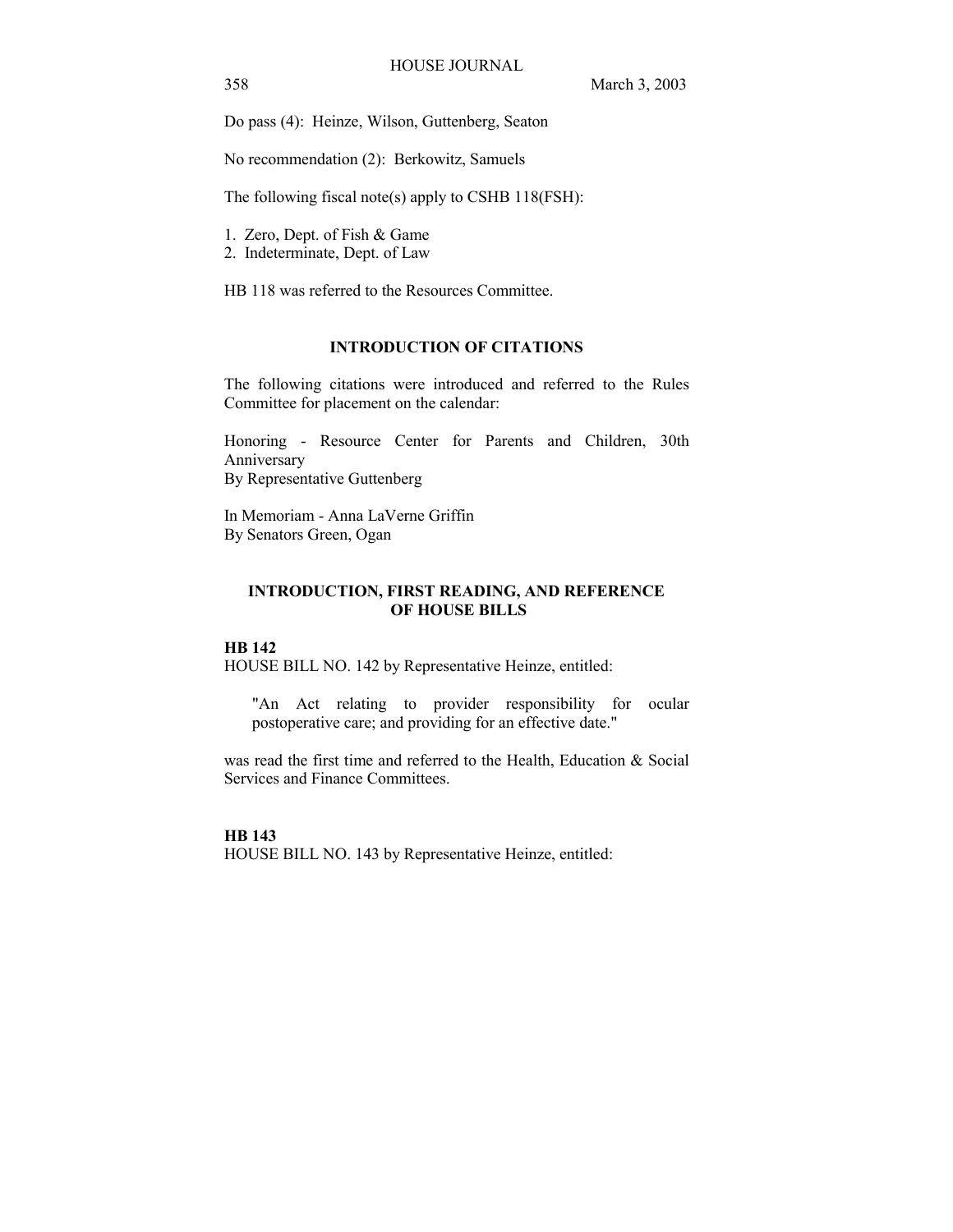Do pass (4): Heinze, Wilson, Guttenberg, Seaton

No recommendation (2): Berkowitz, Samuels

The following fiscal note(s) apply to CSHB 118(FSH):

1. Zero, Dept. of Fish & Game
2. Indeterminate, Dept. of Law

HB 118 was referred to the Resources Committee.

## INTRODUCTION OF CITATIONS

The following citations were introduced and referred to the Rules Committee for placement on the calendar:

Honoring - Resource Center for Parents and Children, 30th Anniversary
By Representative Guttenberg

In Memoriam - Anna LaVerne Griffin
By Senators Green, Ogan

## INTRODUCTION, FIRST READING, AND REFERENCE OF HOUSE BILLS

**HB 142**

HOUSE BILL NO. 142 by Representative Heinze, entitled:

> "An Act relating to provider responsibility for ocular postoperative care; and providing for an effective date."

was read the first time and referred to the Health, Education & Social Services and Finance Committees.

**HB 143**

HOUSE BILL NO. 143 by Representative Heinze, entitled: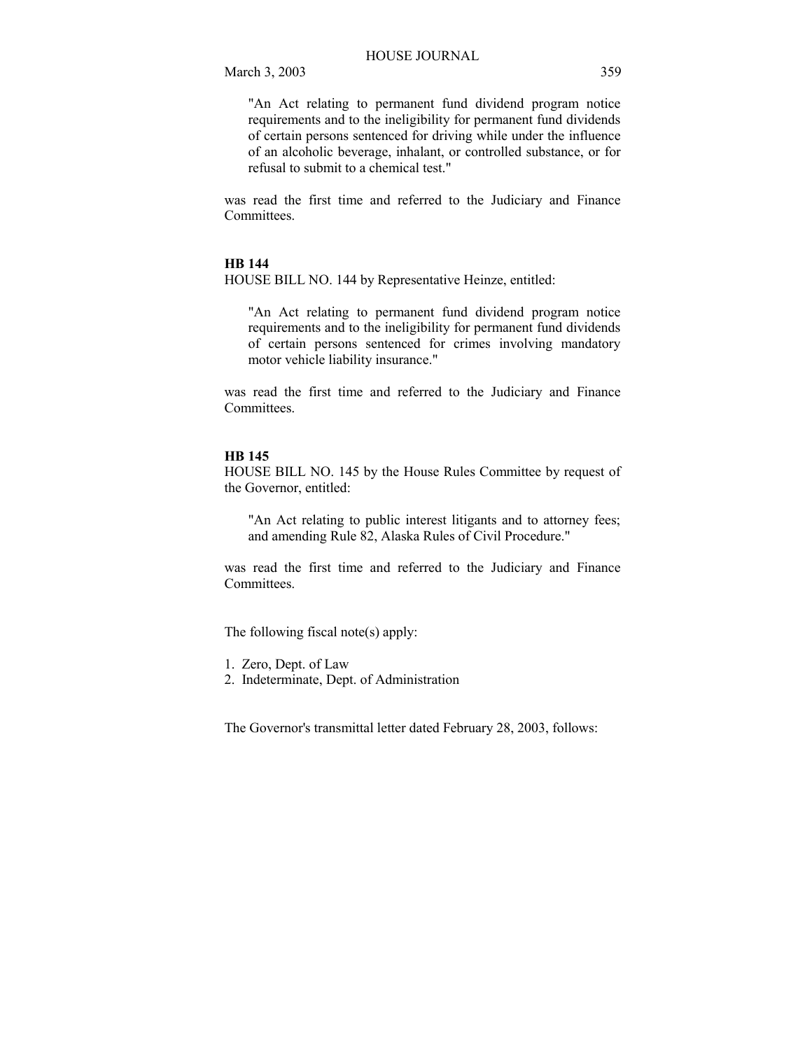"An Act relating to permanent fund dividend program notice requirements and to the ineligibility for permanent fund dividends of certain persons sentenced for driving while under the influence of an alcoholic beverage, inhalant, or controlled substance, or for refusal to submit to a chemical test."

was read the first time and referred to the Judiciary and Finance Committees.

**HB 144**

HOUSE BILL NO. 144 by Representative Heinze, entitled:

"An Act relating to permanent fund dividend program notice requirements and to the ineligibility for permanent fund dividends of certain persons sentenced for crimes involving mandatory motor vehicle liability insurance."

was read the first time and referred to the Judiciary and Finance Committees.

**HB 145**

HOUSE BILL NO. 145 by the House Rules Committee by request of the Governor, entitled:

"An Act relating to public interest litigants and to attorney fees; and amending Rule 82, Alaska Rules of Civil Procedure."

was read the first time and referred to the Judiciary and Finance Committees.

The following fiscal note(s) apply:

1. Zero, Dept. of Law
2. Indeterminate, Dept. of Administration

The Governor's transmittal letter dated February 28, 2003, follows: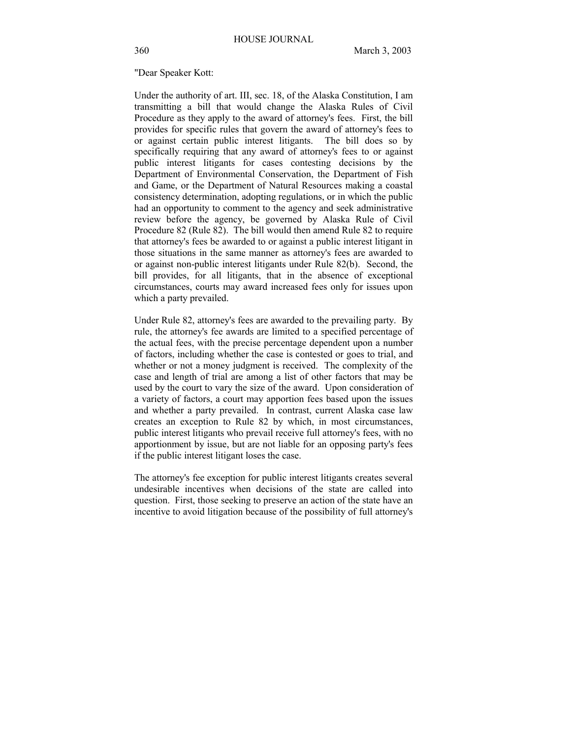"Dear Speaker Kott:

Under the authority of art. III, sec. 18, of the Alaska Constitution, I am transmitting a bill that would change the Alaska Rules of Civil Procedure as they apply to the award of attorney's fees. First, the bill provides for specific rules that govern the award of attorney's fees to or against certain public interest litigants. The bill does so by specifically requiring that any award of attorney's fees to or against public interest litigants for cases contesting decisions by the Department of Environmental Conservation, the Department of Fish and Game, or the Department of Natural Resources making a coastal consistency determination, adopting regulations, or in which the public had an opportunity to comment to the agency and seek administrative review before the agency, be governed by Alaska Rule of Civil Procedure 82 (Rule 82). The bill would then amend Rule 82 to require that attorney's fees be awarded to or against a public interest litigant in those situations in the same manner as attorney's fees are awarded to or against non-public interest litigants under Rule 82(b). Second, the bill provides, for all litigants, that in the absence of exceptional circumstances, courts may award increased fees only for issues upon which a party prevailed.

Under Rule 82, attorney's fees are awarded to the prevailing party. By rule, the attorney's fee awards are limited to a specified percentage of the actual fees, with the precise percentage dependent upon a number of factors, including whether the case is contested or goes to trial, and whether or not a money judgment is received. The complexity of the case and length of trial are among a list of other factors that may be used by the court to vary the size of the award. Upon consideration of a variety of factors, a court may apportion fees based upon the issues and whether a party prevailed. In contrast, current Alaska case law creates an exception to Rule 82 by which, in most circumstances, public interest litigants who prevail receive full attorney's fees, with no apportionment by issue, but are not liable for an opposing party's fees if the public interest litigant loses the case.

The attorney's fee exception for public interest litigants creates several undesirable incentives when decisions of the state are called into question. First, those seeking to preserve an action of the state have an incentive to avoid litigation because of the possibility of full attorney's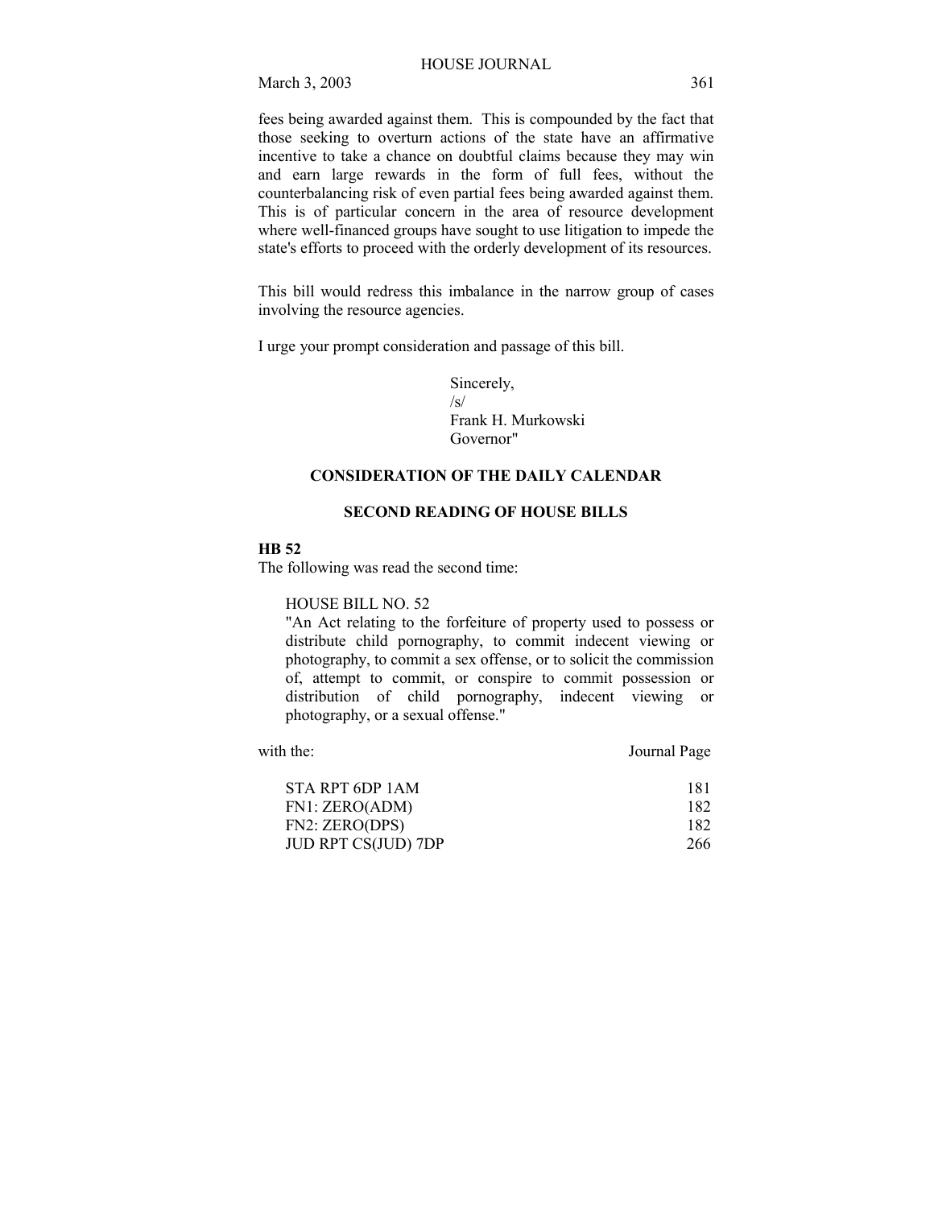fees being awarded against them. This is compounded by the fact that those seeking to overturn actions of the state have an affirmative incentive to take a chance on doubtful claims because they may win and earn large rewards in the form of full fees, without the counterbalancing risk of even partial fees being awarded against them. This is of particular concern in the area of resource development where well-financed groups have sought to use litigation to impede the state's efforts to proceed with the orderly development of its resources.

This bill would redress this imbalance in the narrow group of cases involving the resource agencies.

I urge your prompt consideration and passage of this bill.

Sincerely,
/s/
Frank H. Murkowski
Governor"

## CONSIDERATION OF THE DAILY CALENDAR

### SECOND READING OF HOUSE BILLS

**HB 52**

The following was read the second time:

HOUSE BILL NO. 52
"An Act relating to the forfeiture of property used to possess or distribute child pornography, to commit indecent viewing or photography, to commit a sex offense, or to solicit the commission of, attempt to commit, or conspire to commit possession or distribution of child pornography, indecent viewing or photography, or a sexual offense."

| with the: | Journal Page |
|---|---|
| STA RPT 6DP 1AM | 181 |
| FN1: ZERO(ADM) | 182 |
| FN2: ZERO(DPS) | 182 |
| JUD RPT CS(JUD) 7DP | 266 |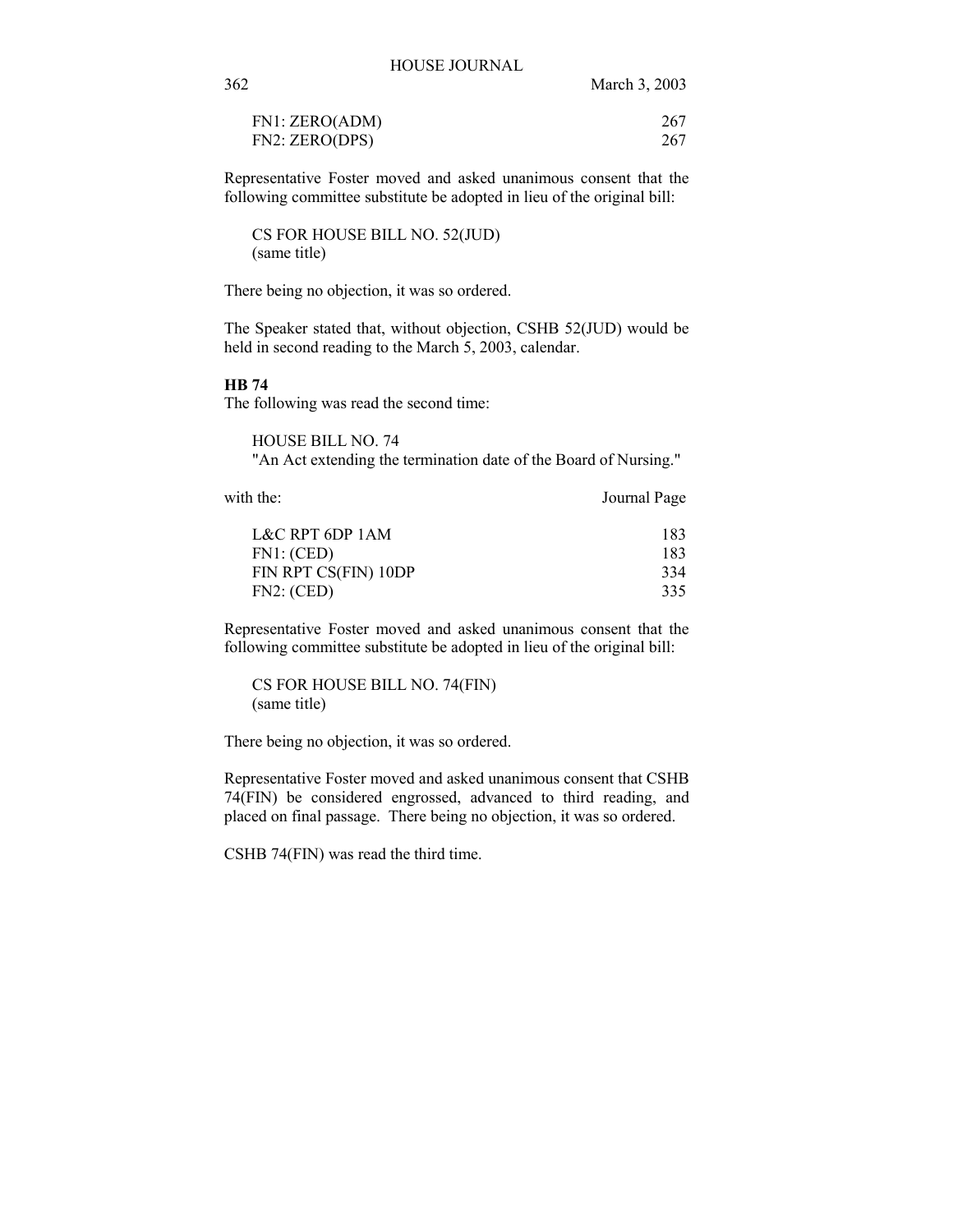| | |
|---|---|
| FN1: ZERO(ADM) | 267 |
| FN2: ZERO(DPS) | 267 |

Representative Foster moved and asked unanimous consent that the following committee substitute be adopted in lieu of the original bill:

CS FOR HOUSE BILL NO. 52(JUD)
(same title)

There being no objection, it was so ordered.

The Speaker stated that, without objection, CSHB 52(JUD) would be held in second reading to the March 5, 2003, calendar.

**HB 74**

The following was read the second time:

HOUSE BILL NO. 74
"An Act extending the termination date of the Board of Nursing."

| with the: | Journal Page |
|---|---|
| L&C RPT 6DP 1AM | 183 |
| FN1: (CED) | 183 |
| FIN RPT CS(FIN) 10DP | 334 |
| FN2: (CED) | 335 |

Representative Foster moved and asked unanimous consent that the following committee substitute be adopted in lieu of the original bill:

CS FOR HOUSE BILL NO. 74(FIN)
(same title)

There being no objection, it was so ordered.

Representative Foster moved and asked unanimous consent that CSHB 74(FIN) be considered engrossed, advanced to third reading, and placed on final passage. There being no objection, it was so ordered.

CSHB 74(FIN) was read the third time.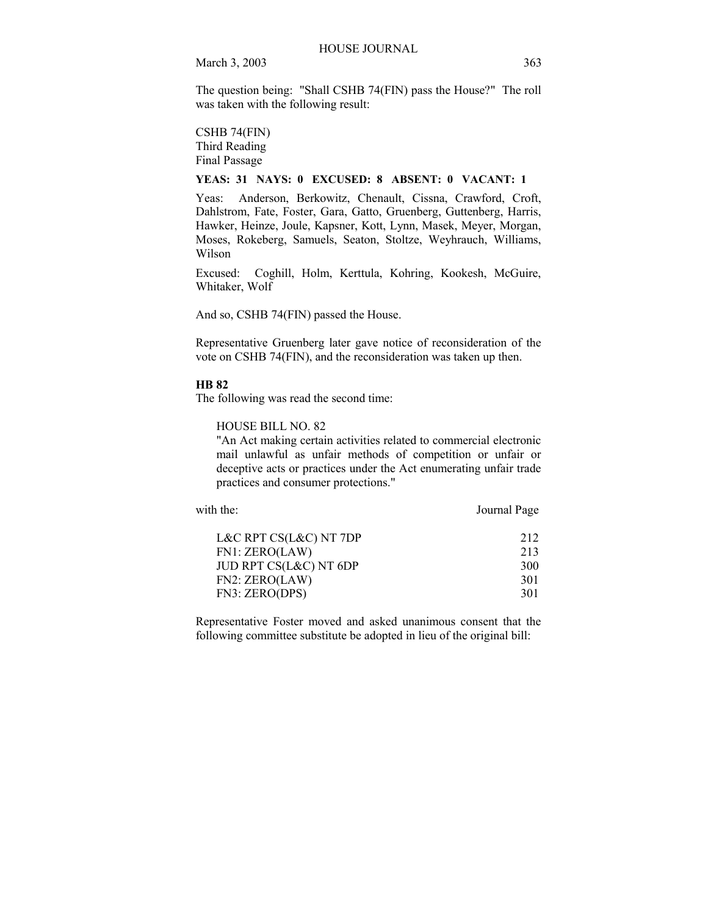The question being: "Shall CSHB 74(FIN) pass the House?" The roll was taken with the following result:

CSHB 74(FIN)
Third Reading
Final Passage

**YEAS: 31 NAYS: 0 EXCUSED: 8 ABSENT: 0 VACANT: 1**

Yeas: Anderson, Berkowitz, Chenault, Cissna, Crawford, Croft, Dahlstrom, Fate, Foster, Gara, Gatto, Gruenberg, Guttenberg, Harris, Hawker, Heinze, Joule, Kapsner, Kott, Lynn, Masek, Meyer, Morgan, Moses, Rokeberg, Samuels, Seaton, Stoltze, Weyhrauch, Williams, Wilson

Excused: Coghill, Holm, Kerttula, Kohring, Kookesh, McGuire, Whitaker, Wolf

And so, CSHB 74(FIN) passed the House.

Representative Gruenberg later gave notice of reconsideration of the vote on CSHB 74(FIN), and the reconsideration was taken up then.

**HB 82**

The following was read the second time:

> HOUSE BILL NO. 82
> "An Act making certain activities related to commercial electronic mail unlawful as unfair methods of competition or unfair or deceptive acts or practices under the Act enumerating unfair trade practices and consumer protections."

| with the: | Journal Page |
|---|---|
| L&C RPT CS(L&C) NT 7DP | 212 |
| FN1: ZERO(LAW) | 213 |
| JUD RPT CS(L&C) NT 6DP | 300 |
| FN2: ZERO(LAW) | 301 |
| FN3: ZERO(DPS) | 301 |

Representative Foster moved and asked unanimous consent that the following committee substitute be adopted in lieu of the original bill: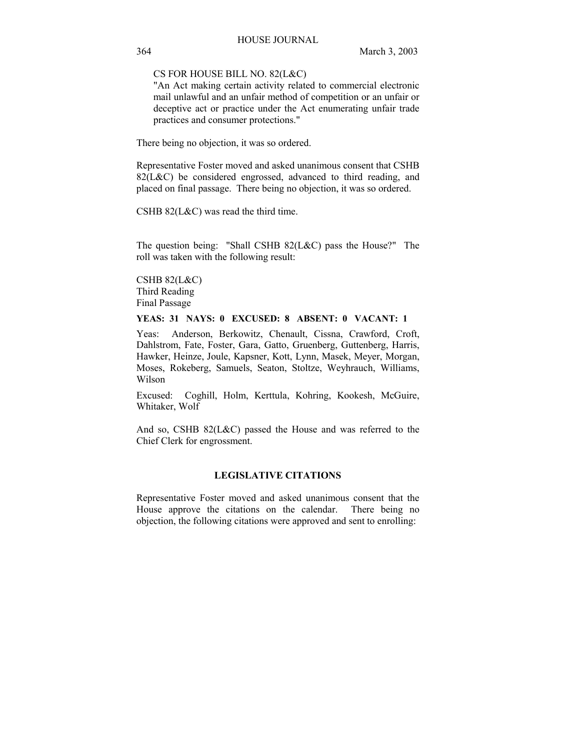CS FOR HOUSE BILL NO. 82(L&C)
"An Act making certain activity related to commercial electronic mail unlawful and an unfair method of competition or an unfair or deceptive act or practice under the Act enumerating unfair trade practices and consumer protections."

There being no objection, it was so ordered.

Representative Foster moved and asked unanimous consent that CSHB 82(L&C) be considered engrossed, advanced to third reading, and placed on final passage. There being no objection, it was so ordered.

CSHB 82(L&C) was read the third time.

The question being: "Shall CSHB 82(L&C) pass the House?" The roll was taken with the following result:

CSHB 82(L&C)
Third Reading
Final Passage

**YEAS: 31 NAYS: 0 EXCUSED: 8 ABSENT: 0 VACANT: 1**

Yeas: Anderson, Berkowitz, Chenault, Cissna, Crawford, Croft, Dahlstrom, Fate, Foster, Gara, Gatto, Gruenberg, Guttenberg, Harris, Hawker, Heinze, Joule, Kapsner, Kott, Lynn, Masek, Meyer, Morgan, Moses, Rokeberg, Samuels, Seaton, Stoltze, Weyhrauch, Williams, Wilson

Excused: Coghill, Holm, Kerttula, Kohring, Kookesh, McGuire, Whitaker, Wolf

And so, CSHB 82(L&C) passed the House and was referred to the Chief Clerk for engrossment.

## LEGISLATIVE CITATIONS

Representative Foster moved and asked unanimous consent that the House approve the citations on the calendar. There being no objection, the following citations were approved and sent to enrolling: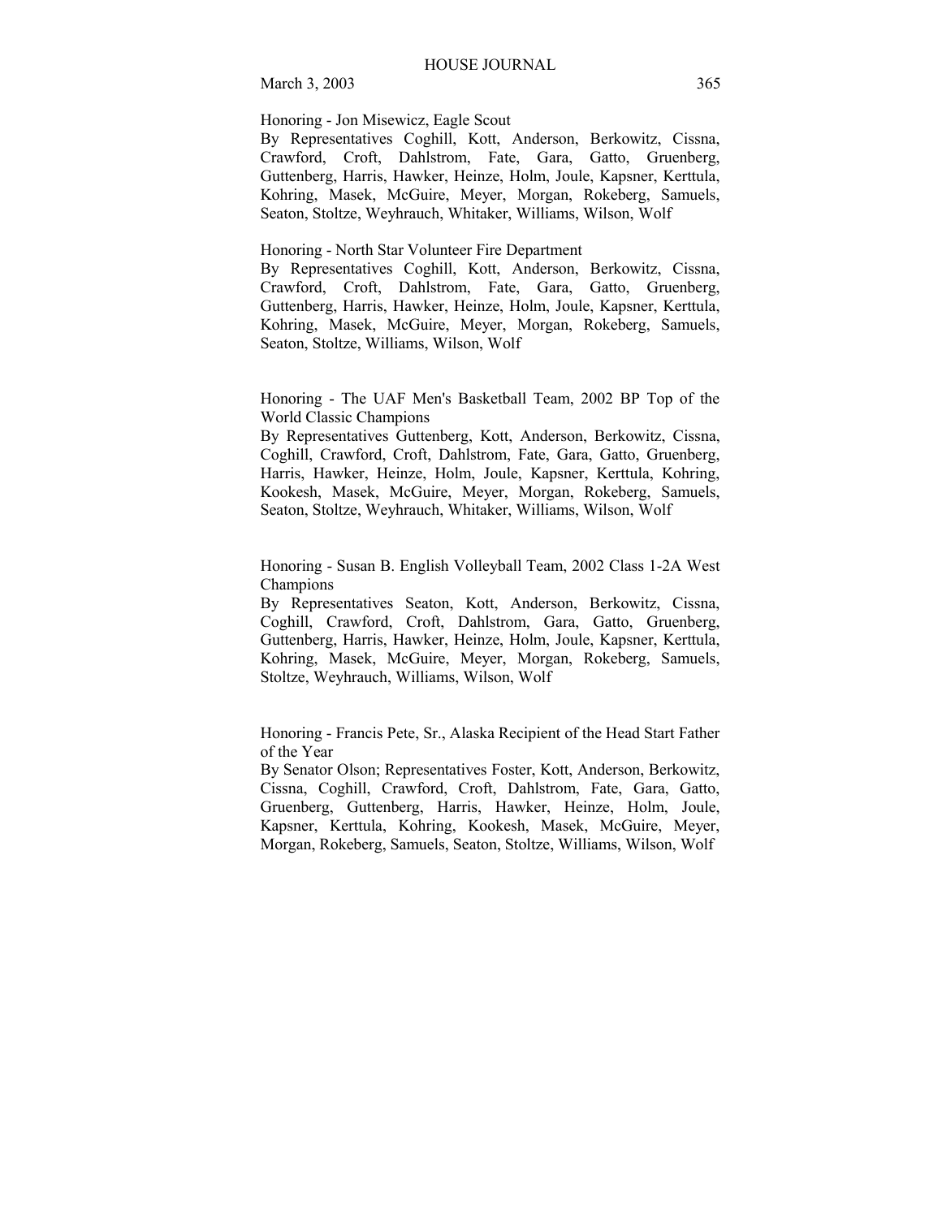Honoring - Jon Misewicz, Eagle Scout

By Representatives Coghill, Kott, Anderson, Berkowitz, Cissna, Crawford, Croft, Dahlstrom, Fate, Gara, Gatto, Gruenberg, Guttenberg, Harris, Hawker, Heinze, Holm, Joule, Kapsner, Kerttula, Kohring, Masek, McGuire, Meyer, Morgan, Rokeberg, Samuels, Seaton, Stoltze, Weyhrauch, Whitaker, Williams, Wilson, Wolf

Honoring - North Star Volunteer Fire Department

By Representatives Coghill, Kott, Anderson, Berkowitz, Cissna, Crawford, Croft, Dahlstrom, Fate, Gara, Gatto, Gruenberg, Guttenberg, Harris, Hawker, Heinze, Holm, Joule, Kapsner, Kerttula, Kohring, Masek, McGuire, Meyer, Morgan, Rokeberg, Samuels, Seaton, Stoltze, Williams, Wilson, Wolf

Honoring - The UAF Men's Basketball Team, 2002 BP Top of the World Classic Champions

By Representatives Guttenberg, Kott, Anderson, Berkowitz, Cissna, Coghill, Crawford, Croft, Dahlstrom, Fate, Gara, Gatto, Gruenberg, Harris, Hawker, Heinze, Holm, Joule, Kapsner, Kerttula, Kohring, Kookesh, Masek, McGuire, Meyer, Morgan, Rokeberg, Samuels, Seaton, Stoltze, Weyhrauch, Whitaker, Williams, Wilson, Wolf

Honoring - Susan B. English Volleyball Team, 2002 Class 1-2A West Champions

By Representatives Seaton, Kott, Anderson, Berkowitz, Cissna, Coghill, Crawford, Croft, Dahlstrom, Gara, Gatto, Gruenberg, Guttenberg, Harris, Hawker, Heinze, Holm, Joule, Kapsner, Kerttula, Kohring, Masek, McGuire, Meyer, Morgan, Rokeberg, Samuels, Stoltze, Weyhrauch, Williams, Wilson, Wolf

Honoring - Francis Pete, Sr., Alaska Recipient of the Head Start Father of the Year

By Senator Olson; Representatives Foster, Kott, Anderson, Berkowitz, Cissna, Coghill, Crawford, Croft, Dahlstrom, Fate, Gara, Gatto, Gruenberg, Guttenberg, Harris, Hawker, Heinze, Holm, Joule, Kapsner, Kerttula, Kohring, Kookesh, Masek, McGuire, Meyer, Morgan, Rokeberg, Samuels, Seaton, Stoltze, Williams, Wilson, Wolf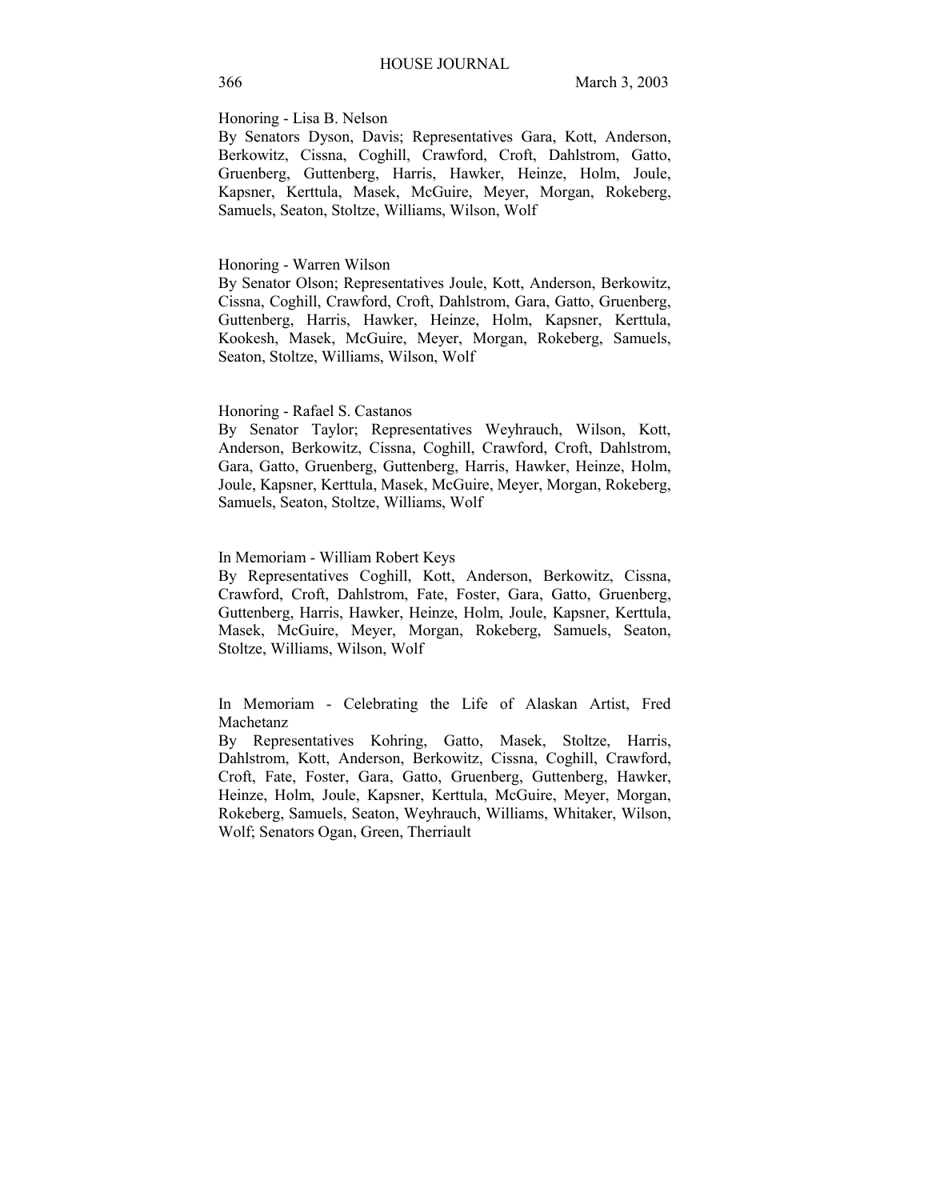Honoring - Lisa B. Nelson
By Senators Dyson, Davis; Representatives Gara, Kott, Anderson, Berkowitz, Cissna, Coghill, Crawford, Croft, Dahlstrom, Gatto, Gruenberg, Guttenberg, Harris, Hawker, Heinze, Holm, Joule, Kapsner, Kerttula, Masek, McGuire, Meyer, Morgan, Rokeberg, Samuels, Seaton, Stoltze, Williams, Wilson, Wolf

Honoring - Warren Wilson
By Senator Olson; Representatives Joule, Kott, Anderson, Berkowitz, Cissna, Coghill, Crawford, Croft, Dahlstrom, Gara, Gatto, Gruenberg, Guttenberg, Harris, Hawker, Heinze, Holm, Kapsner, Kerttula, Kookesh, Masek, McGuire, Meyer, Morgan, Rokeberg, Samuels, Seaton, Stoltze, Williams, Wilson, Wolf

Honoring - Rafael S. Castanos
By Senator Taylor; Representatives Weyhrauch, Wilson, Kott, Anderson, Berkowitz, Cissna, Coghill, Crawford, Croft, Dahlstrom, Gara, Gatto, Gruenberg, Guttenberg, Harris, Hawker, Heinze, Holm, Joule, Kapsner, Kerttula, Masek, McGuire, Meyer, Morgan, Rokeberg, Samuels, Seaton, Stoltze, Williams, Wolf

In Memoriam - William Robert Keys
By Representatives Coghill, Kott, Anderson, Berkowitz, Cissna, Crawford, Croft, Dahlstrom, Fate, Foster, Gara, Gatto, Gruenberg, Guttenberg, Harris, Hawker, Heinze, Holm, Joule, Kapsner, Kerttula, Masek, McGuire, Meyer, Morgan, Rokeberg, Samuels, Seaton, Stoltze, Williams, Wilson, Wolf

In Memoriam - Celebrating the Life of Alaskan Artist, Fred Machetanz
By Representatives Kohring, Gatto, Masek, Stoltze, Harris, Dahlstrom, Kott, Anderson, Berkowitz, Cissna, Coghill, Crawford, Croft, Fate, Foster, Gara, Gatto, Gruenberg, Guttenberg, Hawker, Heinze, Holm, Joule, Kapsner, Kerttula, McGuire, Meyer, Morgan, Rokeberg, Samuels, Seaton, Weyhrauch, Williams, Whitaker, Wilson, Wolf; Senators Ogan, Green, Therriault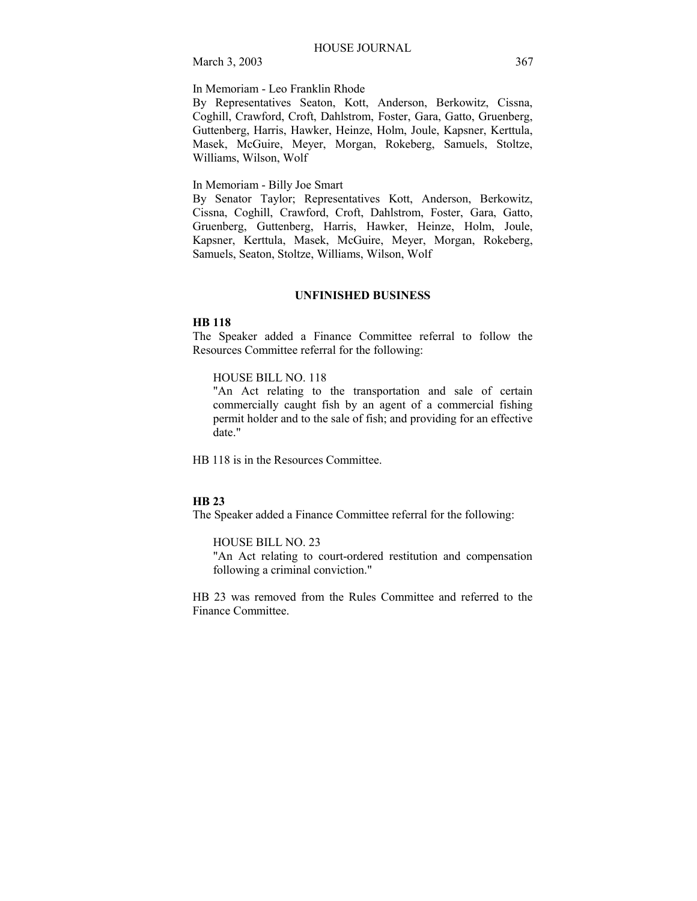In Memoriam - Leo Franklin Rhode

By Representatives Seaton, Kott, Anderson, Berkowitz, Cissna, Coghill, Crawford, Croft, Dahlstrom, Foster, Gara, Gatto, Gruenberg, Guttenberg, Harris, Hawker, Heinze, Holm, Joule, Kapsner, Kerttula, Masek, McGuire, Meyer, Morgan, Rokeberg, Samuels, Stoltze, Williams, Wilson, Wolf

In Memoriam - Billy Joe Smart

By Senator Taylor; Representatives Kott, Anderson, Berkowitz, Cissna, Coghill, Crawford, Croft, Dahlstrom, Foster, Gara, Gatto, Gruenberg, Guttenberg, Harris, Hawker, Heinze, Holm, Joule, Kapsner, Kerttula, Masek, McGuire, Meyer, Morgan, Rokeberg, Samuels, Seaton, Stoltze, Williams, Wilson, Wolf

## UNFINISHED BUSINESS

**HB 118**

The Speaker added a Finance Committee referral to follow the Resources Committee referral for the following:

> HOUSE BILL NO. 118
>
> "An Act relating to the transportation and sale of certain commercially caught fish by an agent of a commercial fishing permit holder and to the sale of fish; and providing for an effective date."

HB 118 is in the Resources Committee.

**HB 23**

The Speaker added a Finance Committee referral for the following:

> HOUSE BILL NO. 23
>
> "An Act relating to court-ordered restitution and compensation following a criminal conviction."

HB 23 was removed from the Rules Committee and referred to the Finance Committee.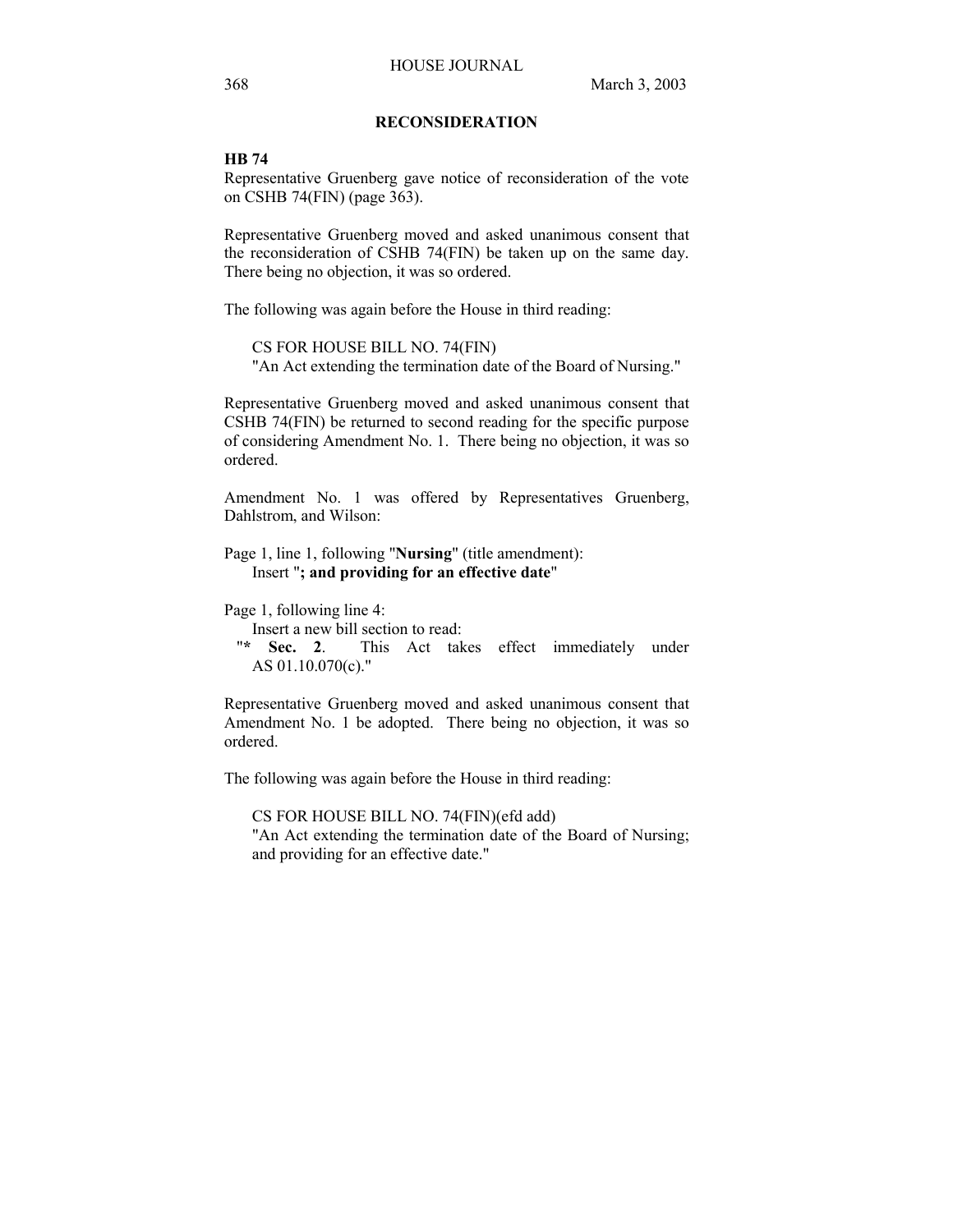## RECONSIDERATION

**HB 74**

Representative Gruenberg gave notice of reconsideration of the vote on CSHB 74(FIN) (page 363).

Representative Gruenberg moved and asked unanimous consent that the reconsideration of CSHB 74(FIN) be taken up on the same day. There being no objection, it was so ordered.

The following was again before the House in third reading:

CS FOR HOUSE BILL NO. 74(FIN)
"An Act extending the termination date of the Board of Nursing."

Representative Gruenberg moved and asked unanimous consent that CSHB 74(FIN) be returned to second reading for the specific purpose of considering Amendment No. 1. There being no objection, it was so ordered.

Amendment No. 1 was offered by Representatives Gruenberg, Dahlstrom, and Wilson:

Page 1, line 1, following "**Nursing**" (title amendment):
Insert "**; and providing for an effective date**"

Page 1, following line 4:
Insert a new bill section to read:
"**\* Sec. 2**. This Act takes effect immediately under AS 01.10.070(c)."

Representative Gruenberg moved and asked unanimous consent that Amendment No. 1 be adopted. There being no objection, it was so ordered.

The following was again before the House in third reading:

CS FOR HOUSE BILL NO. 74(FIN)(efd add)
"An Act extending the termination date of the Board of Nursing; and providing for an effective date."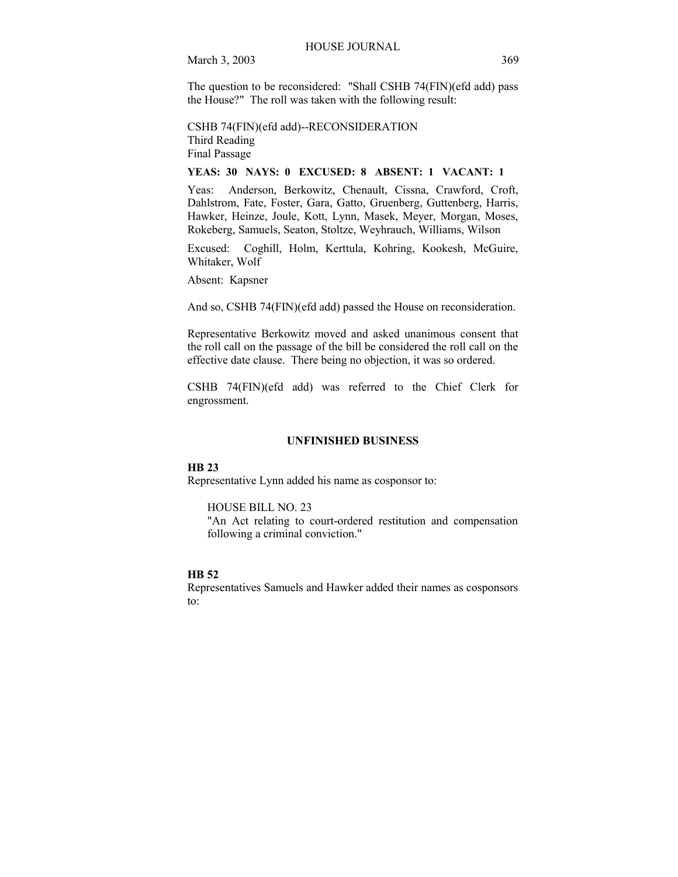The question to be reconsidered: "Shall CSHB 74(FIN)(efd add) pass the House?" The roll was taken with the following result:

CSHB 74(FIN)(efd add)--RECONSIDERATION
Third Reading
Final Passage

**YEAS: 30 NAYS: 0 EXCUSED: 8 ABSENT: 1 VACANT: 1**

Yeas: Anderson, Berkowitz, Chenault, Cissna, Crawford, Croft, Dahlstrom, Fate, Foster, Gara, Gatto, Gruenberg, Guttenberg, Harris, Hawker, Heinze, Joule, Kott, Lynn, Masek, Meyer, Morgan, Moses, Rokeberg, Samuels, Seaton, Stoltze, Weyhrauch, Williams, Wilson

Excused: Coghill, Holm, Kerttula, Kohring, Kookesh, McGuire, Whitaker, Wolf

Absent: Kapsner

And so, CSHB 74(FIN)(efd add) passed the House on reconsideration.

Representative Berkowitz moved and asked unanimous consent that the roll call on the passage of the bill be considered the roll call on the effective date clause. There being no objection, it was so ordered.

CSHB 74(FIN)(efd add) was referred to the Chief Clerk for engrossment.

## UNFINISHED BUSINESS

**HB 23**

Representative Lynn added his name as cosponsor to:

HOUSE BILL NO. 23
"An Act relating to court-ordered restitution and compensation following a criminal conviction."

**HB 52**

Representatives Samuels and Hawker added their names as cosponsors to: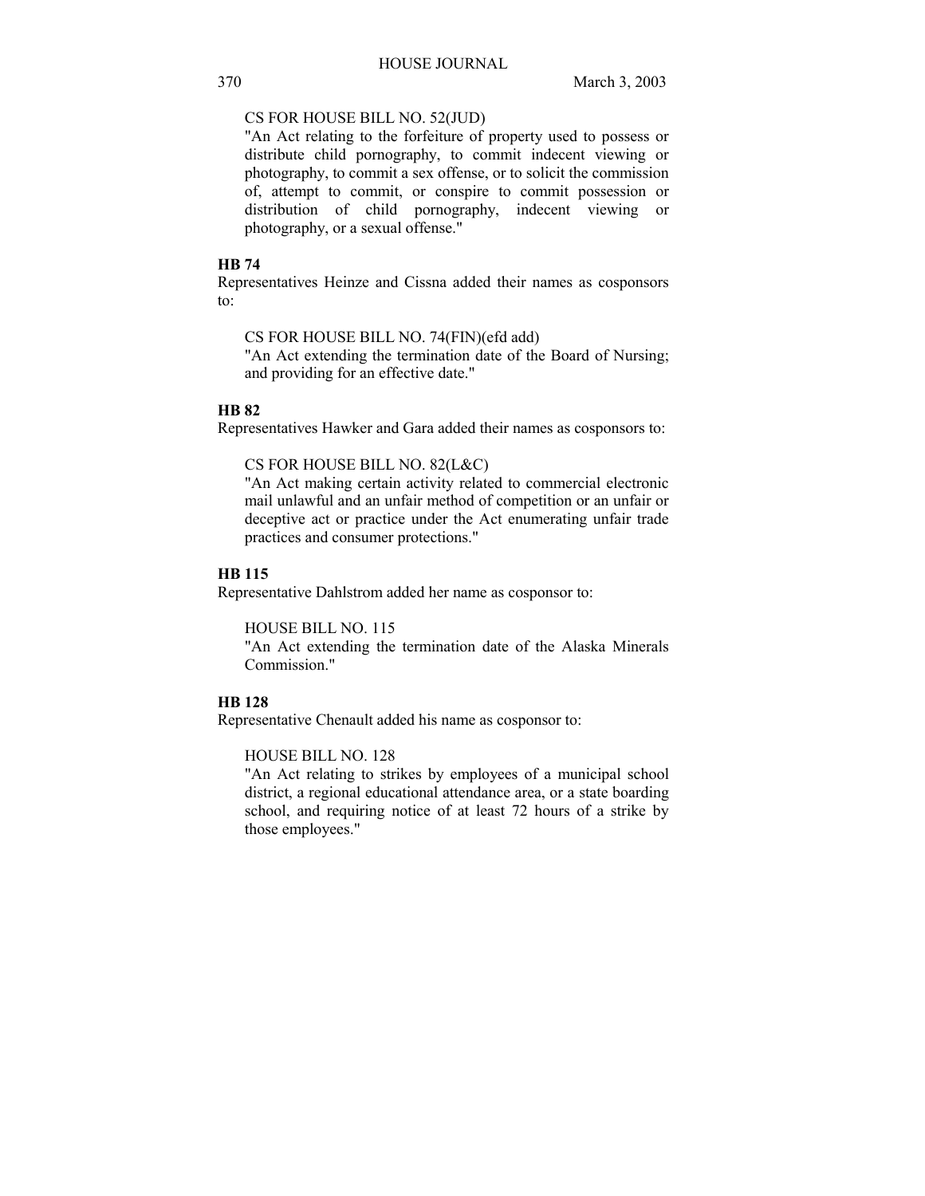CS FOR HOUSE BILL NO. 52(JUD)

"An Act relating to the forfeiture of property used to possess or distribute child pornography, to commit indecent viewing or photography, to commit a sex offense, or to solicit the commission of, attempt to commit, or conspire to commit possession or distribution of child pornography, indecent viewing or photography, or a sexual offense."

**HB 74**

Representatives Heinze and Cissna added their names as cosponsors to:

CS FOR HOUSE BILL NO. 74(FIN)(efd add)

"An Act extending the termination date of the Board of Nursing; and providing for an effective date."

**HB 82**

Representatives Hawker and Gara added their names as cosponsors to:

CS FOR HOUSE BILL NO. 82(L&C)

"An Act making certain activity related to commercial electronic mail unlawful and an unfair method of competition or an unfair or deceptive act or practice under the Act enumerating unfair trade practices and consumer protections."

**HB 115**

Representative Dahlstrom added her name as cosponsor to:

HOUSE BILL NO. 115

"An Act extending the termination date of the Alaska Minerals Commission."

**HB 128**

Representative Chenault added his name as cosponsor to:

HOUSE BILL NO. 128

"An Act relating to strikes by employees of a municipal school district, a regional educational attendance area, or a state boarding school, and requiring notice of at least 72 hours of a strike by those employees."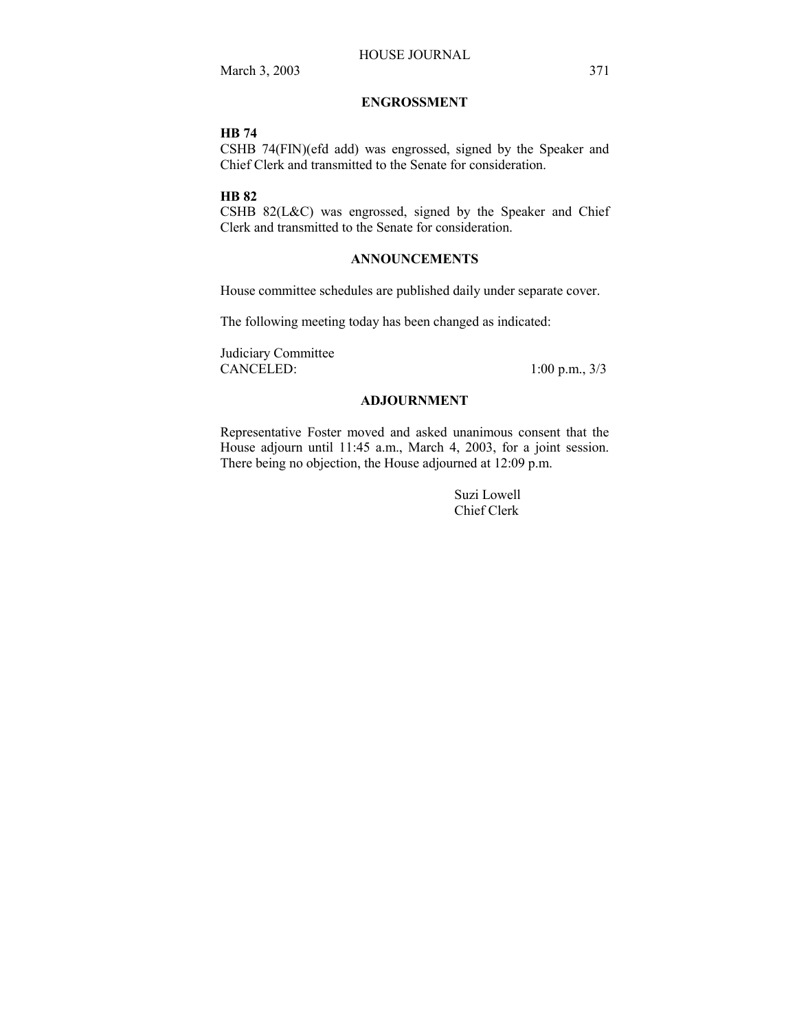## ENGROSSMENT

**HB 74**

CSHB 74(FIN)(efd add) was engrossed, signed by the Speaker and Chief Clerk and transmitted to the Senate for consideration.

**HB 82**

CSHB 82(L&C) was engrossed, signed by the Speaker and Chief Clerk and transmitted to the Senate for consideration.

## ANNOUNCEMENTS

House committee schedules are published daily under separate cover.

The following meeting today has been changed as indicated:

Judiciary Committee
CANCELED: 1:00 p.m., 3/3

## ADJOURNMENT

Representative Foster moved and asked unanimous consent that the House adjourn until 11:45 a.m., March 4, 2003, for a joint session. There being no objection, the House adjourned at 12:09 p.m.

Suzi Lowell
Chief Clerk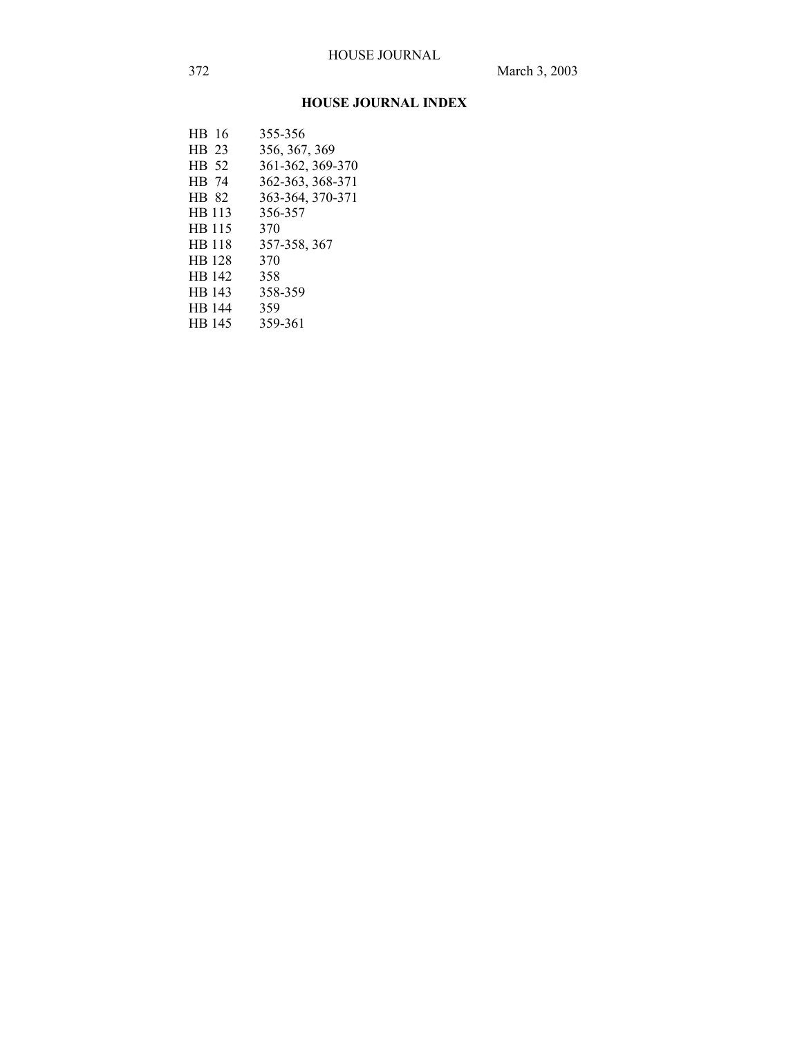## HOUSE JOURNAL INDEX

| | |
|---|---|
| HB 16 | 355-356 |
| HB 23 | 356, 367, 369 |
| HB 52 | 361-362, 369-370 |
| HB 74 | 362-363, 368-371 |
| HB 82 | 363-364, 370-371 |
| HB 113 | 356-357 |
| HB 115 | 370 |
| HB 118 | 357-358, 367 |
| HB 128 | 370 |
| HB 142 | 358 |
| HB 143 | 358-359 |
| HB 144 | 359 |
| HB 145 | 359-361 |